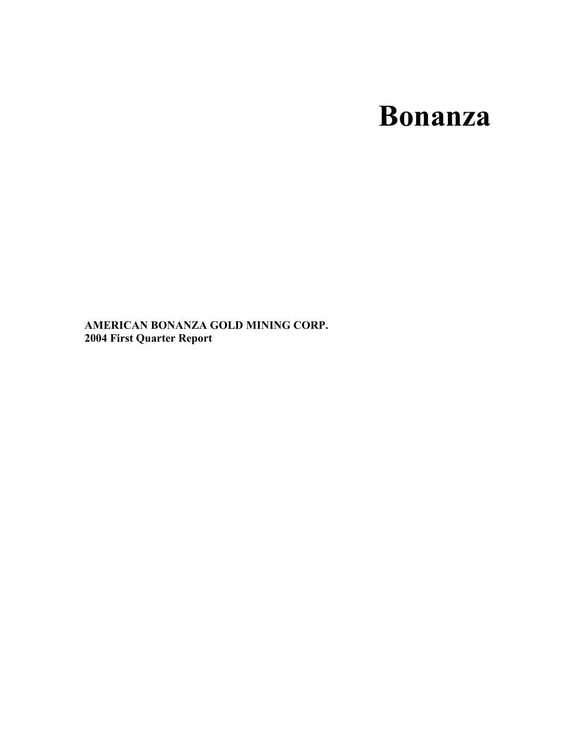# Bonanza

**AMERICAN BONANZA GOLD MINING CORP.**
**2004 First Quarter Report**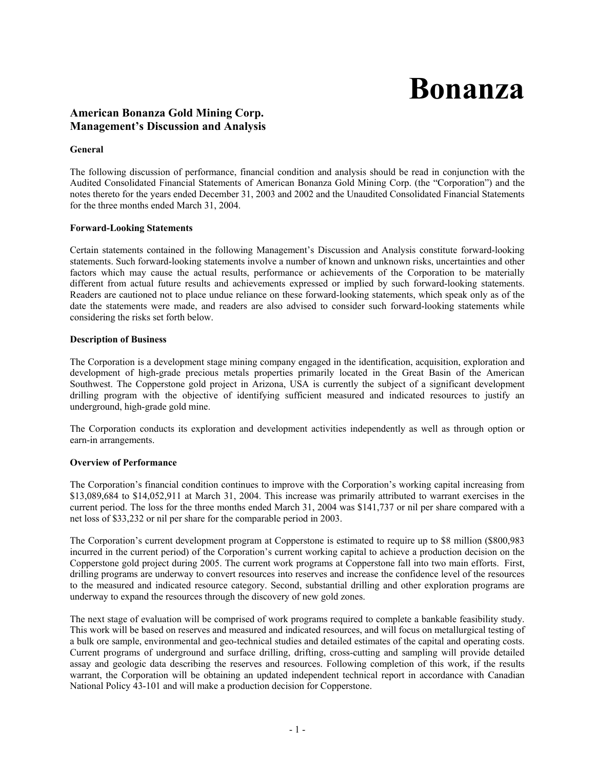# Bonanza

## American Bonanza Gold Mining Corp.
## Management's Discussion and Analysis

### General

The following discussion of performance, financial condition and analysis should be read in conjunction with the Audited Consolidated Financial Statements of American Bonanza Gold Mining Corp. (the "Corporation") and the notes thereto for the years ended December 31, 2003 and 2002 and the Unaudited Consolidated Financial Statements for the three months ended March 31, 2004.

### Forward-Looking Statements

Certain statements contained in the following Management's Discussion and Analysis constitute forward-looking statements. Such forward-looking statements involve a number of known and unknown risks, uncertainties and other factors which may cause the actual results, performance or achievements of the Corporation to be materially different from actual future results and achievements expressed or implied by such forward-looking statements. Readers are cautioned not to place undue reliance on these forward-looking statements, which speak only as of the date the statements were made, and readers are also advised to consider such forward-looking statements while considering the risks set forth below.

### Description of Business

The Corporation is a development stage mining company engaged in the identification, acquisition, exploration and development of high-grade precious metals properties primarily located in the Great Basin of the American Southwest. The Copperstone gold project in Arizona, USA is currently the subject of a significant development drilling program with the objective of identifying sufficient measured and indicated resources to justify an underground, high-grade gold mine.

The Corporation conducts its exploration and development activities independently as well as through option or earn-in arrangements.

### Overview of Performance

The Corporation's financial condition continues to improve with the Corporation's working capital increasing from $13,089,684 to $14,052,911 at March 31, 2004. This increase was primarily attributed to warrant exercises in the current period. The loss for the three months ended March 31, 2004 was $141,737 or nil per share compared with a net loss of $33,232 or nil per share for the comparable period in 2003.

The Corporation's current development program at Copperstone is estimated to require up to $8 million ($800,983 incurred in the current period) of the Corporation's current working capital to achieve a production decision on the Copperstone gold project during 2005. The current work programs at Copperstone fall into two main efforts. First, drilling programs are underway to convert resources into reserves and increase the confidence level of the resources to the measured and indicated resource category. Second, substantial drilling and other exploration programs are underway to expand the resources through the discovery of new gold zones.

The next stage of evaluation will be comprised of work programs required to complete a bankable feasibility study. This work will be based on reserves and measured and indicated resources, and will focus on metallurgical testing of a bulk ore sample, environmental and geo-technical studies and detailed estimates of the capital and operating costs. Current programs of underground and surface drilling, drifting, cross-cutting and sampling will provide detailed assay and geologic data describing the reserves and resources. Following completion of this work, if the results warrant, the Corporation will be obtaining an updated independent technical report in accordance with Canadian National Policy 43-101 and will make a production decision for Copperstone.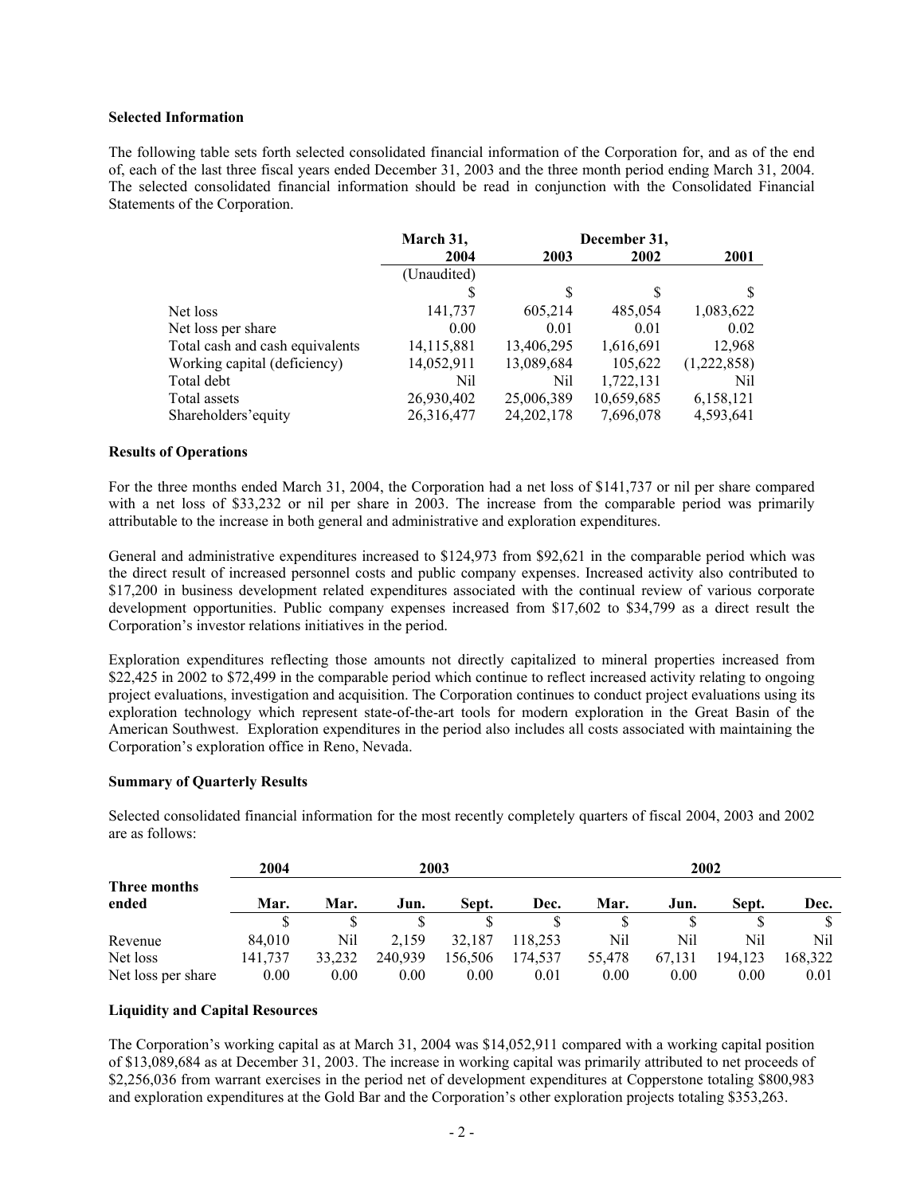**Selected Information**

The following table sets forth selected consolidated financial information of the Corporation for, and as of the end of, each of the last three fiscal years ended December 31, 2003 and the three month period ending March 31, 2004. The selected consolidated financial information should be read in conjunction with the Consolidated Financial Statements of the Corporation.

| | March 31, | December 31, | | |
|---|---|---|---|---|
| | 2004 | 2003 | 2002 | 2001 |
| | (Unaudited) | | | |
| | $ | $ | $ | $ |
| Net loss | 141,737 | 605,214 | 485,054 | 1,083,622 |
| Net loss per share | 0.00 | 0.01 | 0.01 | 0.02 |
| Total cash and cash equivalents | 14,115,881 | 13,406,295 | 1,616,691 | 12,968 |
| Working capital (deficiency) | 14,052,911 | 13,089,684 | 105,622 | (1,222,858) |
| Total debt | Nil | Nil | 1,722,131 | Nil |
| Total assets | 26,930,402 | 25,006,389 | 10,659,685 | 6,158,121 |
| Shareholders'equity | 26,316,477 | 24,202,178 | 7,696,078 | 4,593,641 |

**Results of Operations**

For the three months ended March 31, 2004, the Corporation had a net loss of $141,737 or nil per share compared with a net loss of $33,232 or nil per share in 2003. The increase from the comparable period was primarily attributable to the increase in both general and administrative and exploration expenditures.

General and administrative expenditures increased to $124,973 from $92,621 in the comparable period which was the direct result of increased personnel costs and public company expenses. Increased activity also contributed to $17,200 in business development related expenditures associated with the continual review of various corporate development opportunities. Public company expenses increased from $17,602 to $34,799 as a direct result the Corporation's investor relations initiatives in the period.

Exploration expenditures reflecting those amounts not directly capitalized to mineral properties increased from $22,425 in 2002 to $72,499 in the comparable period which continue to reflect increased activity relating to ongoing project evaluations, investigation and acquisition. The Corporation continues to conduct project evaluations using its exploration technology which represent state-of-the-art tools for modern exploration in the Great Basin of the American Southwest. Exploration expenditures in the period also includes all costs associated with maintaining the Corporation's exploration office in Reno, Nevada.

**Summary of Quarterly Results**

Selected consolidated financial information for the most recently completely quarters of fiscal 2004, 2003 and 2002 are as follows:

| | 2004 | 2003 | | | | 2002 | | | |
|---|---|---|---|---|---|---|---|---|---|
| Three months ended | Mar. | Mar. | Jun. | Sept. | Dec. | Mar. | Jun. | Sept. | Dec. |
| | $ | $ | $ | $ | $ | $ | $ | $ | $ |
| Revenue | 84,010 | Nil | 2,159 | 32,187 | 118,253 | Nil | Nil | Nil | Nil |
| Net loss | 141,737 | 33,232 | 240,939 | 156,506 | 174,537 | 55,478 | 67,131 | 194,123 | 168,322 |
| Net loss per share | 0.00 | 0.00 | 0.00 | 0.00 | 0.01 | 0.00 | 0.00 | 0.00 | 0.01 |

**Liquidity and Capital Resources**

The Corporation's working capital as at March 31, 2004 was $14,052,911 compared with a working capital position of $13,089,684 as at December 31, 2003. The increase in working capital was primarily attributed to net proceeds of $2,256,036 from warrant exercises in the period net of development expenditures at Copperstone totaling $800,983 and exploration expenditures at the Gold Bar and the Corporation's other exploration projects totaling $353,263.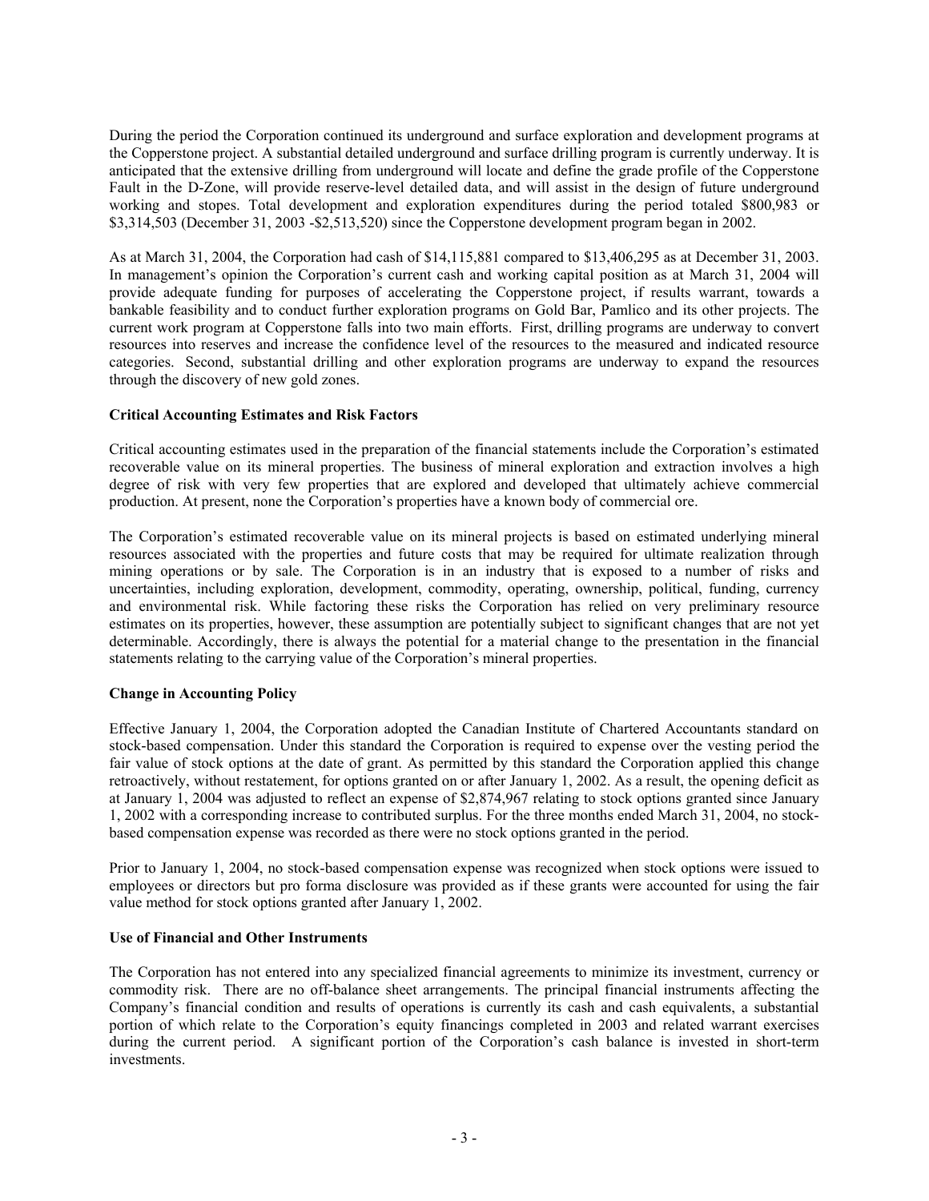During the period the Corporation continued its underground and surface exploration and development programs at the Copperstone project. A substantial detailed underground and surface drilling program is currently underway. It is anticipated that the extensive drilling from underground will locate and define the grade profile of the Copperstone Fault in the D-Zone, will provide reserve-level detailed data, and will assist in the design of future underground working and stopes. Total development and exploration expenditures during the period totaled $800,983 or $3,314,503 (December 31, 2003 -$2,513,520) since the Copperstone development program began in 2002.

As at March 31, 2004, the Corporation had cash of $14,115,881 compared to $13,406,295 as at December 31, 2003. In management's opinion the Corporation's current cash and working capital position as at March 31, 2004 will provide adequate funding for purposes of accelerating the Copperstone project, if results warrant, towards a bankable feasibility and to conduct further exploration programs on Gold Bar, Pamlico and its other projects. The current work program at Copperstone falls into two main efforts. First, drilling programs are underway to convert resources into reserves and increase the confidence level of the resources to the measured and indicated resource categories. Second, substantial drilling and other exploration programs are underway to expand the resources through the discovery of new gold zones.

**Critical Accounting Estimates and Risk Factors**

Critical accounting estimates used in the preparation of the financial statements include the Corporation's estimated recoverable value on its mineral properties. The business of mineral exploration and extraction involves a high degree of risk with very few properties that are explored and developed that ultimately achieve commercial production. At present, none the Corporation's properties have a known body of commercial ore.

The Corporation's estimated recoverable value on its mineral projects is based on estimated underlying mineral resources associated with the properties and future costs that may be required for ultimate realization through mining operations or by sale. The Corporation is in an industry that is exposed to a number of risks and uncertainties, including exploration, development, commodity, operating, ownership, political, funding, currency and environmental risk. While factoring these risks the Corporation has relied on very preliminary resource estimates on its properties, however, these assumption are potentially subject to significant changes that are not yet determinable. Accordingly, there is always the potential for a material change to the presentation in the financial statements relating to the carrying value of the Corporation's mineral properties.

**Change in Accounting Policy**

Effective January 1, 2004, the Corporation adopted the Canadian Institute of Chartered Accountants standard on stock-based compensation. Under this standard the Corporation is required to expense over the vesting period the fair value of stock options at the date of grant. As permitted by this standard the Corporation applied this change retroactively, without restatement, for options granted on or after January 1, 2002. As a result, the opening deficit as at January 1, 2004 was adjusted to reflect an expense of $2,874,967 relating to stock options granted since January 1, 2002 with a corresponding increase to contributed surplus. For the three months ended March 31, 2004, no stock-based compensation expense was recorded as there were no stock options granted in the period.

Prior to January 1, 2004, no stock-based compensation expense was recognized when stock options were issued to employees or directors but pro forma disclosure was provided as if these grants were accounted for using the fair value method for stock options granted after January 1, 2002.

**Use of Financial and Other Instruments**

The Corporation has not entered into any specialized financial agreements to minimize its investment, currency or commodity risk. There are no off-balance sheet arrangements. The principal financial instruments affecting the Company's financial condition and results of operations is currently its cash and cash equivalents, a substantial portion of which relate to the Corporation's equity financings completed in 2003 and related warrant exercises during the current period. A significant portion of the Corporation's cash balance is invested in short-term investments.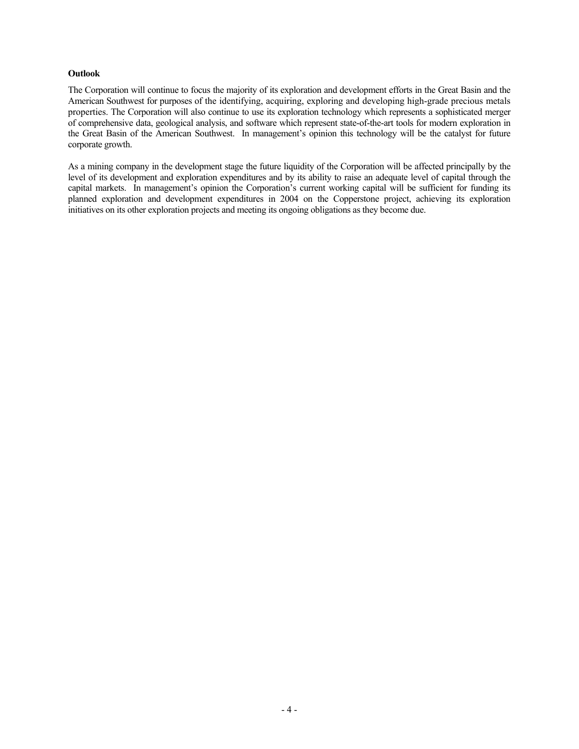**Outlook**

The Corporation will continue to focus the majority of its exploration and development efforts in the Great Basin and the American Southwest for purposes of the identifying, acquiring, exploring and developing high-grade precious metals properties. The Corporation will also continue to use its exploration technology which represents a sophisticated merger of comprehensive data, geological analysis, and software which represent state-of-the-art tools for modern exploration in the Great Basin of the American Southwest. In management's opinion this technology will be the catalyst for future corporate growth.

As a mining company in the development stage the future liquidity of the Corporation will be affected principally by the level of its development and exploration expenditures and by its ability to raise an adequate level of capital through the capital markets. In management's opinion the Corporation's current working capital will be sufficient for funding its planned exploration and development expenditures in 2004 on the Copperstone project, achieving its exploration initiatives on its other exploration projects and meeting its ongoing obligations as they become due.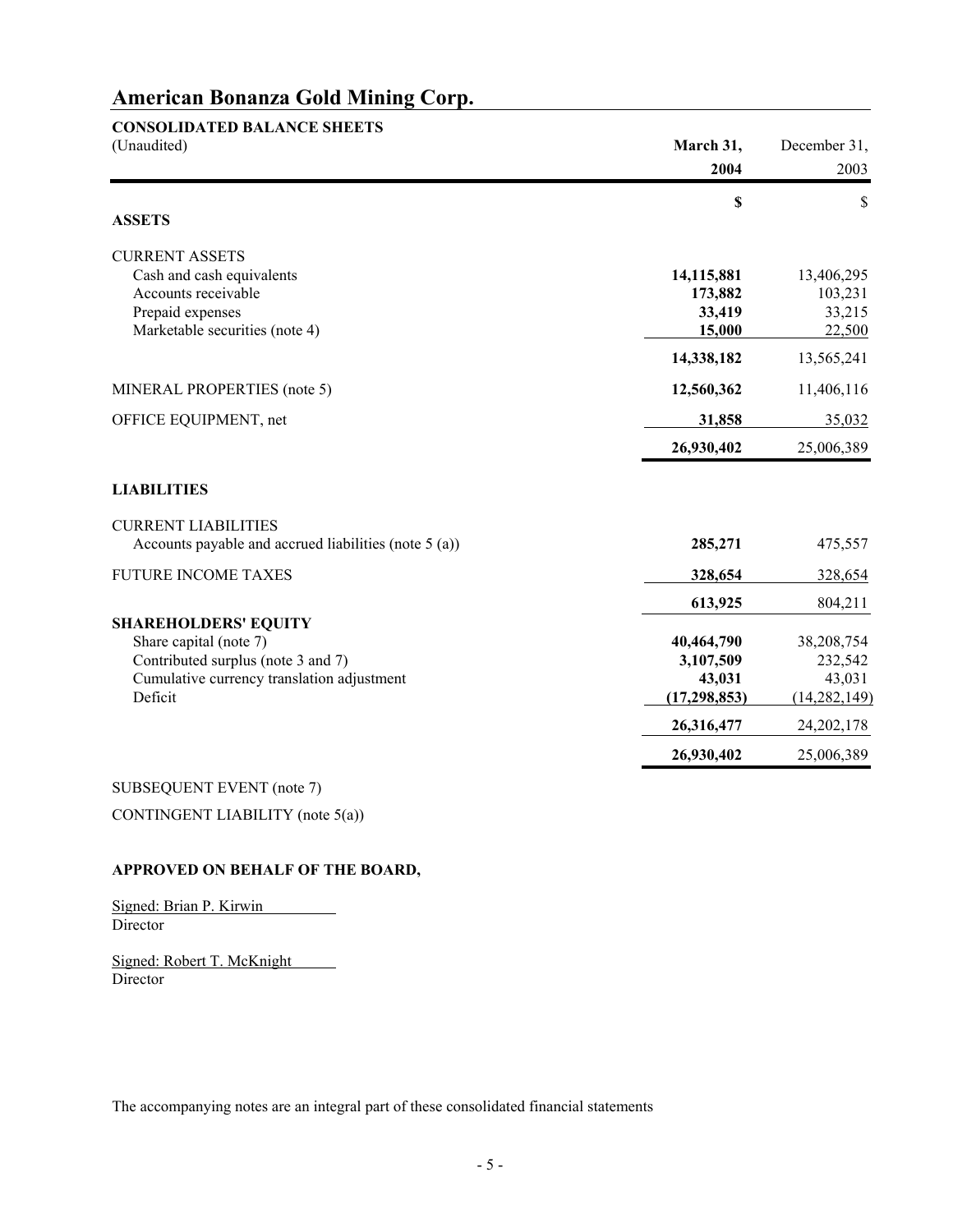# American Bonanza Gold Mining Corp.

**CONSOLIDATED BALANCE SHEETS**
(Unaudited)

| | **March 31, 2004** | December 31, 2003 |
|---|---|---|
| | **$** | $ |
| **ASSETS** | | |
| CURRENT ASSETS | | |
| Cash and cash equivalents | **14,115,881** | 13,406,295 |
| Accounts receivable | **173,882** | 103,231 |
| Prepaid expenses | **33,419** | 33,215 |
| Marketable securities (note 4) | **15,000** | 22,500 |
| | **14,338,182** | 13,565,241 |
| MINERAL PROPERTIES (note 5) | **12,560,362** | 11,406,116 |
| OFFICE EQUIPMENT, net | **31,858** | 35,032 |
| | **26,930,402** | 25,006,389 |
| **LIABILITIES** | | |
| CURRENT LIABILITIES | | |
| Accounts payable and accrued liabilities (note 5 (a)) | **285,271** | 475,557 |
| FUTURE INCOME TAXES | **328,654** | 328,654 |
| | **613,925** | 804,211 |
| **SHAREHOLDERS' EQUITY** | | |
| Share capital (note 7) | **40,464,790** | 38,208,754 |
| Contributed surplus (note 3 and 7) | **3,107,509** | 232,542 |
| Cumulative currency translation adjustment | **43,031** | 43,031 |
| Deficit | **(17,298,853)** | (14,282,149) |
| | **26,316,477** | 24,202,178 |
| | **26,930,402** | 25,006,389 |

SUBSEQUENT EVENT (note 7)

CONTINGENT LIABILITY (note 5(a))

**APPROVED ON BEHALF OF THE BOARD,**

Signed: Brian P. Kirwin
Director

Signed: Robert T. McKnight
Director

The accompanying notes are an integral part of these consolidated financial statements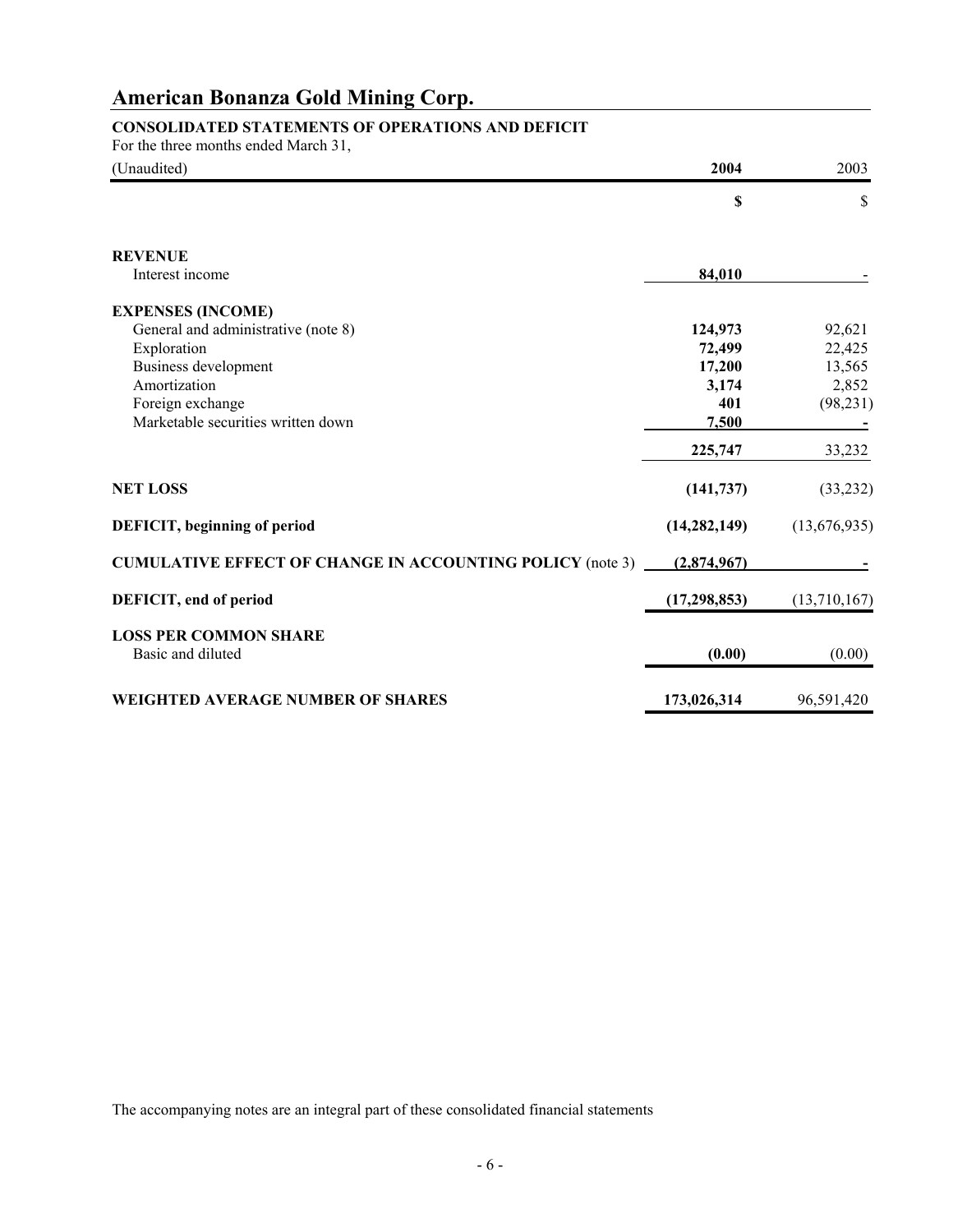# American Bonanza Gold Mining Corp.

**CONSOLIDATED STATEMENTS OF OPERATIONS AND DEFICIT**

For the three months ended March 31,

| (Unaudited) | **2004** | 2003 |
|---|---|---|
| | **$** | $ |
| **REVENUE** | | |
| Interest income | **84,010** | - |
| **EXPENSES (INCOME)** | | |
| General and administrative (note 8) | **124,973** | 92,621 |
| Exploration | **72,499** | 22,425 |
| Business development | **17,200** | 13,565 |
| Amortization | **3,174** | 2,852 |
| Foreign exchange | **401** | (98,231) |
| Marketable securities written down | **7,500** | - |
| | **225,747** | 33,232 |
| **NET LOSS** | **(141,737)** | (33,232) |
| **DEFICIT, beginning of period** | **(14,282,149)** | (13,676,935) |
| **CUMULATIVE EFFECT OF CHANGE IN ACCOUNTING POLICY** (note 3) | **(2,874,967)** | - |
| **DEFICIT, end of period** | **(17,298,853)** | (13,710,167) |
| **LOSS PER COMMON SHARE** | | |
| Basic and diluted | **(0.00)** | (0.00) |
| **WEIGHTED AVERAGE NUMBER OF SHARES** | **173,026,314** | 96,591,420 |

The accompanying notes are an integral part of these consolidated financial statements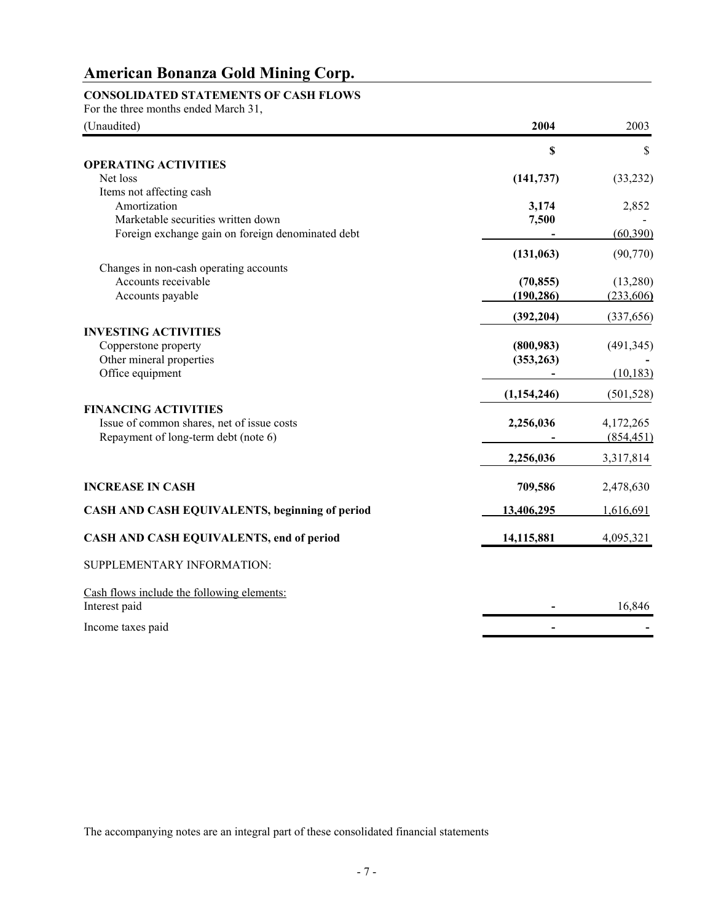# American Bonanza Gold Mining Corp.

**CONSOLIDATED STATEMENTS OF CASH FLOWS**

For the three months ended March 31,

| (Unaudited) | **2004** | 2003 |
|---|---|---|
| | **$** | $ |
| **OPERATING ACTIVITIES** | | |
| Net loss | **(141,737)** | (33,232) |
| Items not affecting cash | | |
| Amortization | **3,174** | 2,852 |
| Marketable securities written down | **7,500** | - |
| Foreign exchange gain on foreign denominated debt | **-** | (60,390) |
| | **(131,063)** | (90,770) |
| Changes in non-cash operating accounts | | |
| Accounts receivable | **(70,855)** | (13,280) |
| Accounts payable | **(190,286)** | (233,606) |
| | **(392,204)** | (337,656) |
| **INVESTING ACTIVITIES** | | |
| Copperstone property | **(800,983)** | (491,345) |
| Other mineral properties | **(353,263)** | - |
| Office equipment | **-** | (10,183) |
| | **(1,154,246)** | (501,528) |
| **FINANCING ACTIVITIES** | | |
| Issue of common shares, net of issue costs | **2,256,036** | 4,172,265 |
| Repayment of long-term debt (note 6) | **-** | (854,451) |
| | **2,256,036** | 3,317,814 |
| **INCREASE IN CASH** | **709,586** | 2,478,630 |
| **CASH AND CASH EQUIVALENTS, beginning of period** | **13,406,295** | 1,616,691 |
| **CASH AND CASH EQUIVALENTS, end of period** | **14,115,881** | 4,095,321 |

SUPPLEMENTARY INFORMATION:

| Cash flows include the following elements: | | |
|---|---|---|
| Interest paid | **-** | 16,846 |
| Income taxes paid | **-** | - |

The accompanying notes are an integral part of these consolidated financial statements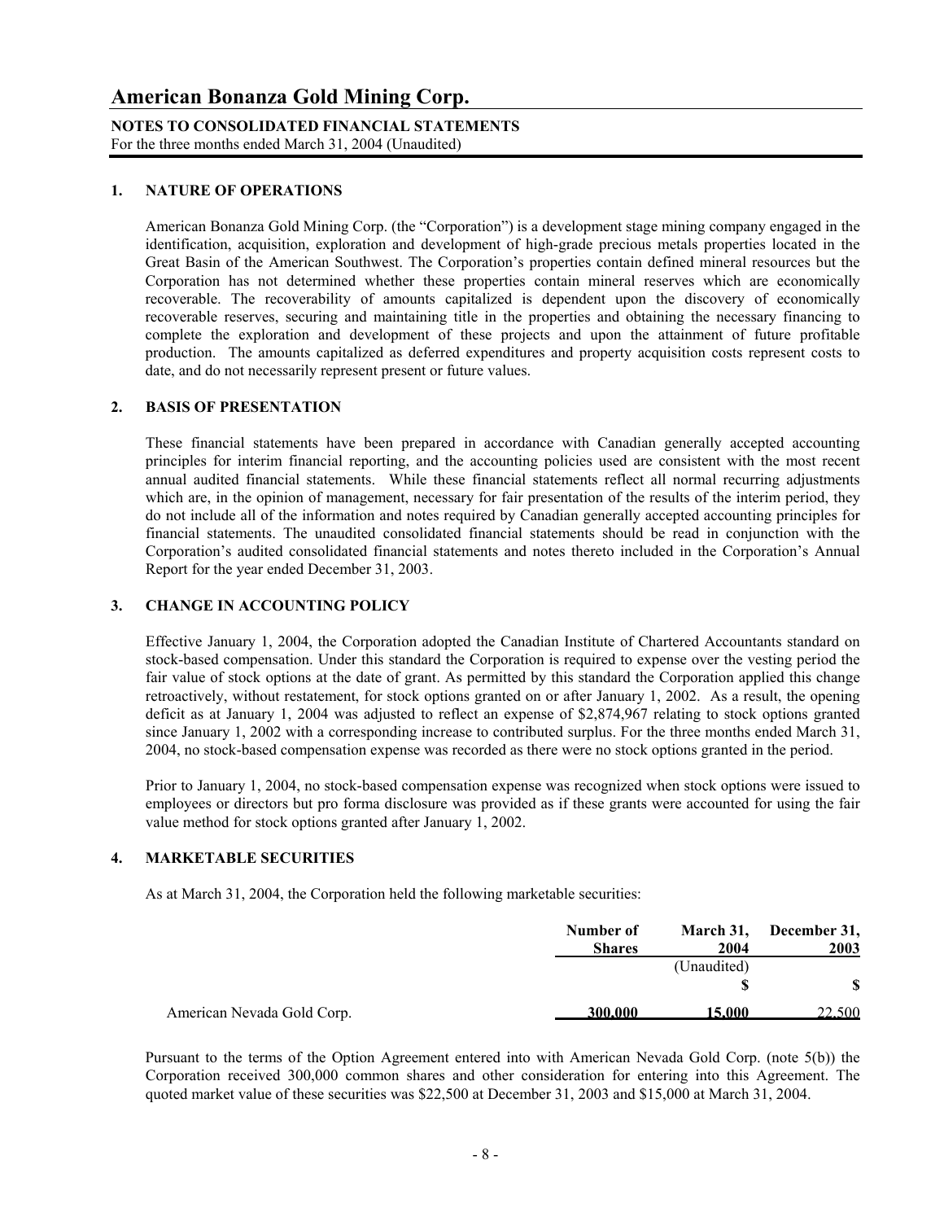# American Bonanza Gold Mining Corp.

**NOTES TO CONSOLIDATED FINANCIAL STATEMENTS**
For the three months ended March 31, 2004 (Unaudited)

## 1. NATURE OF OPERATIONS

American Bonanza Gold Mining Corp. (the "Corporation") is a development stage mining company engaged in the identification, acquisition, exploration and development of high-grade precious metals properties located in the Great Basin of the American Southwest. The Corporation's properties contain defined mineral resources but the Corporation has not determined whether these properties contain mineral reserves which are economically recoverable. The recoverability of amounts capitalized is dependent upon the discovery of economically recoverable reserves, securing and maintaining title in the properties and obtaining the necessary financing to complete the exploration and development of these projects and upon the attainment of future profitable production. The amounts capitalized as deferred expenditures and property acquisition costs represent costs to date, and do not necessarily represent present or future values.

## 2. BASIS OF PRESENTATION

These financial statements have been prepared in accordance with Canadian generally accepted accounting principles for interim financial reporting, and the accounting policies used are consistent with the most recent annual audited financial statements. While these financial statements reflect all normal recurring adjustments which are, in the opinion of management, necessary for fair presentation of the results of the interim period, they do not include all of the information and notes required by Canadian generally accepted accounting principles for financial statements. The unaudited consolidated financial statements should be read in conjunction with the Corporation's audited consolidated financial statements and notes thereto included in the Corporation's Annual Report for the year ended December 31, 2003.

## 3. CHANGE IN ACCOUNTING POLICY

Effective January 1, 2004, the Corporation adopted the Canadian Institute of Chartered Accountants standard on stock-based compensation. Under this standard the Corporation is required to expense over the vesting period the fair value of stock options at the date of grant. As permitted by this standard the Corporation applied this change retroactively, without restatement, for stock options granted on or after January 1, 2002. As a result, the opening deficit as at January 1, 2004 was adjusted to reflect an expense of $2,874,967 relating to stock options granted since January 1, 2002 with a corresponding increase to contributed surplus. For the three months ended March 31, 2004, no stock-based compensation expense was recorded as there were no stock options granted in the period.

Prior to January 1, 2004, no stock-based compensation expense was recognized when stock options were issued to employees or directors but pro forma disclosure was provided as if these grants were accounted for using the fair value method for stock options granted after January 1, 2002.

## 4. MARKETABLE SECURITIES

As at March 31, 2004, the Corporation held the following marketable securities:

| | Number of Shares | March 31, 2004 (Unaudited) | December 31, 2003 |
|---|---|---|---|
| | | $ | $ |
| American Nevada Gold Corp. | 300,000 | 15,000 | 22,500 |

Pursuant to the terms of the Option Agreement entered into with American Nevada Gold Corp. (note 5(b)) the Corporation received 300,000 common shares and other consideration for entering into this Agreement. The quoted market value of these securities was $22,500 at December 31, 2003 and $15,000 at March 31, 2004.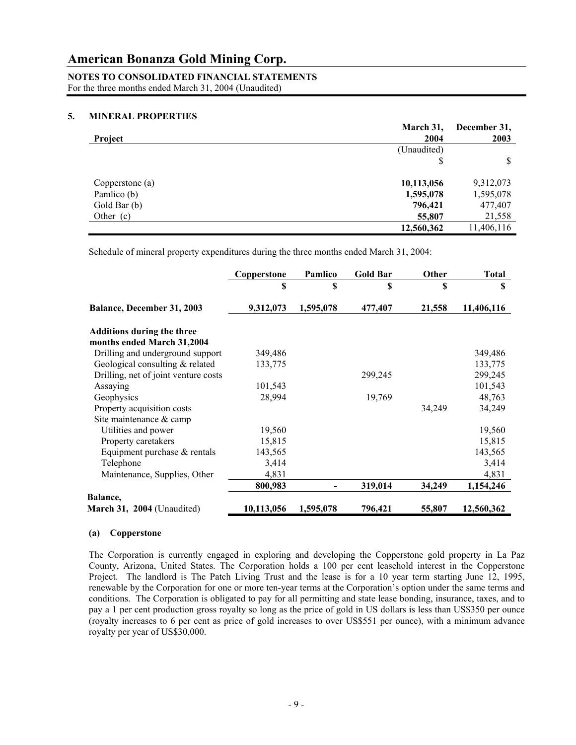# American Bonanza Gold Mining Corp.

**NOTES TO CONSOLIDATED FINANCIAL STATEMENTS**
For the three months ended March 31, 2004 (Unaudited)

## 5. MINERAL PROPERTIES

| Project | March 31, 2004 | December 31, 2003 |
|---|---|---|
| | (Unaudited) | |
| | $ | $ |
| Copperstone (a) | **10,113,056** | 9,312,073 |
| Pamlico (b) | **1,595,078** | 1,595,078 |
| Gold Bar (b) | **796,421** | 477,407 |
| Other (c) | **55,807** | 21,558 |
| | **12,560,362** | 11,406,116 |

Schedule of mineral property expenditures during the three months ended March 31, 2004:

| | Copperstone | Pamlico | Gold Bar | Other | Total |
|---|---|---|---|---|---|
| | $ | $ | $ | $ | $ |
| **Balance, December 31, 2003** | **9,312,073** | **1,595,078** | **477,407** | **21,558** | **11,406,116** |
| **Additions during the three months ended March 31,2004** | | | | | |
| Drilling and underground support | 349,486 | | | | 349,486 |
| Geological consulting & related | 133,775 | | | | 133,775 |
| Drilling, net of joint venture costs | | | 299,245 | | 299,245 |
| Assaying | 101,543 | | | | 101,543 |
| Geophysics | 28,994 | | 19,769 | | 48,763 |
| Property acquisition costs | | | | 34,249 | 34,249 |
| Site maintenance & camp | | | | | |
| Utilities and power | 19,560 | | | | 19,560 |
| Property caretakers | 15,815 | | | | 15,815 |
| Equipment purchase & rentals | 143,565 | | | | 143,565 |
| Telephone | 3,414 | | | | 3,414 |
| Maintenance, Supplies, Other | 4,831 | | | | 4,831 |
| | **800,983** | **-** | **319,014** | **34,249** | **1,154,246** |
| **Balance, March 31, 2004** (Unaudited) | **10,113,056** | **1,595,078** | **796,421** | **55,807** | **12,560,362** |

### (a) Copperstone

The Corporation is currently engaged in exploring and developing the Copperstone gold property in La Paz County, Arizona, United States. The Corporation holds a 100 per cent leasehold interest in the Copperstone Project. The landlord is The Patch Living Trust and the lease is for a 10 year term starting June 12, 1995, renewable by the Corporation for one or more ten-year terms at the Corporation's option under the same terms and conditions. The Corporation is obligated to pay for all permitting and state lease bonding, insurance, taxes, and to pay a 1 per cent production gross royalty so long as the price of gold in US dollars is less than US$350 per ounce (royalty increases to 6 per cent as price of gold increases to over US$551 per ounce), with a minimum advance royalty per year of US$30,000.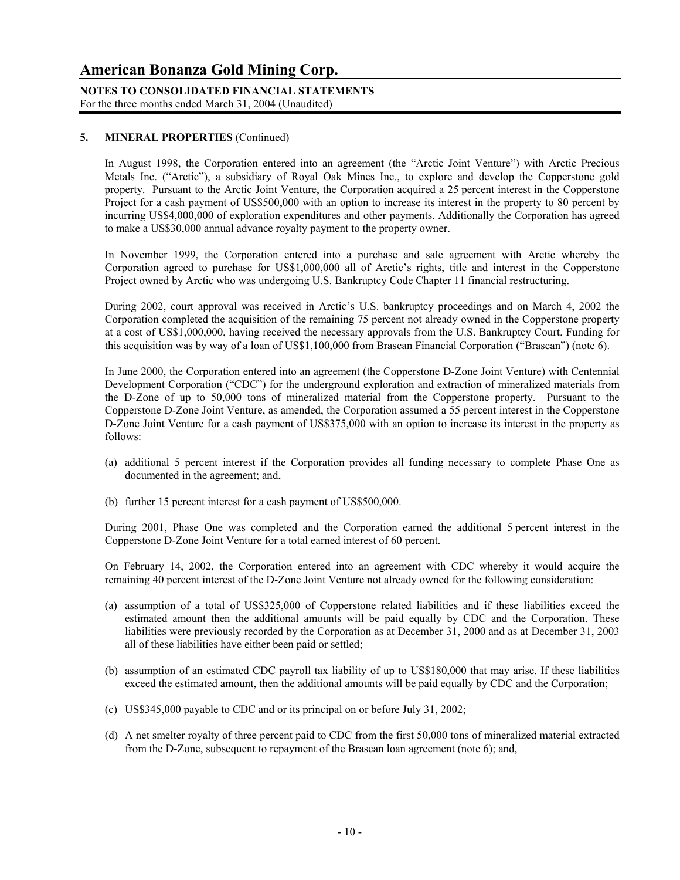**5. MINERAL PROPERTIES** (Continued)

In August 1998, the Corporation entered into an agreement (the "Arctic Joint Venture") with Arctic Precious Metals Inc. ("Arctic"), a subsidiary of Royal Oak Mines Inc., to explore and develop the Copperstone gold property. Pursuant to the Arctic Joint Venture, the Corporation acquired a 25 percent interest in the Copperstone Project for a cash payment of US$500,000 with an option to increase its interest in the property to 80 percent by incurring US$4,000,000 of exploration expenditures and other payments. Additionally the Corporation has agreed to make a US$30,000 annual advance royalty payment to the property owner.

In November 1999, the Corporation entered into a purchase and sale agreement with Arctic whereby the Corporation agreed to purchase for US$1,000,000 all of Arctic's rights, title and interest in the Copperstone Project owned by Arctic who was undergoing U.S. Bankruptcy Code Chapter 11 financial restructuring.

During 2002, court approval was received in Arctic's U.S. bankruptcy proceedings and on March 4, 2002 the Corporation completed the acquisition of the remaining 75 percent not already owned in the Copperstone property at a cost of US$1,000,000, having received the necessary approvals from the U.S. Bankruptcy Court. Funding for this acquisition was by way of a loan of US$1,100,000 from Brascan Financial Corporation ("Brascan") (note 6).

In June 2000, the Corporation entered into an agreement (the Copperstone D-Zone Joint Venture) with Centennial Development Corporation ("CDC") for the underground exploration and extraction of mineralized materials from the D-Zone of up to 50,000 tons of mineralized material from the Copperstone property. Pursuant to the Copperstone D-Zone Joint Venture, as amended, the Corporation assumed a 55 percent interest in the Copperstone D-Zone Joint Venture for a cash payment of US$375,000 with an option to increase its interest in the property as follows:

(a) additional 5 percent interest if the Corporation provides all funding necessary to complete Phase One as documented in the agreement; and,

(b) further 15 percent interest for a cash payment of US$500,000.

During 2001, Phase One was completed and the Corporation earned the additional 5 percent interest in the Copperstone D-Zone Joint Venture for a total earned interest of 60 percent.

On February 14, 2002, the Corporation entered into an agreement with CDC whereby it would acquire the remaining 40 percent interest of the D-Zone Joint Venture not already owned for the following consideration:

(a) assumption of a total of US$325,000 of Copperstone related liabilities and if these liabilities exceed the estimated amount then the additional amounts will be paid equally by CDC and the Corporation. These liabilities were previously recorded by the Corporation as at December 31, 2000 and as at December 31, 2003 all of these liabilities have either been paid or settled;

(b) assumption of an estimated CDC payroll tax liability of up to US$180,000 that may arise. If these liabilities exceed the estimated amount, then the additional amounts will be paid equally by CDC and the Corporation;

(c) US$345,000 payable to CDC and or its principal on or before July 31, 2002;

(d) A net smelter royalty of three percent paid to CDC from the first 50,000 tons of mineralized material extracted from the D-Zone, subsequent to repayment of the Brascan loan agreement (note 6); and,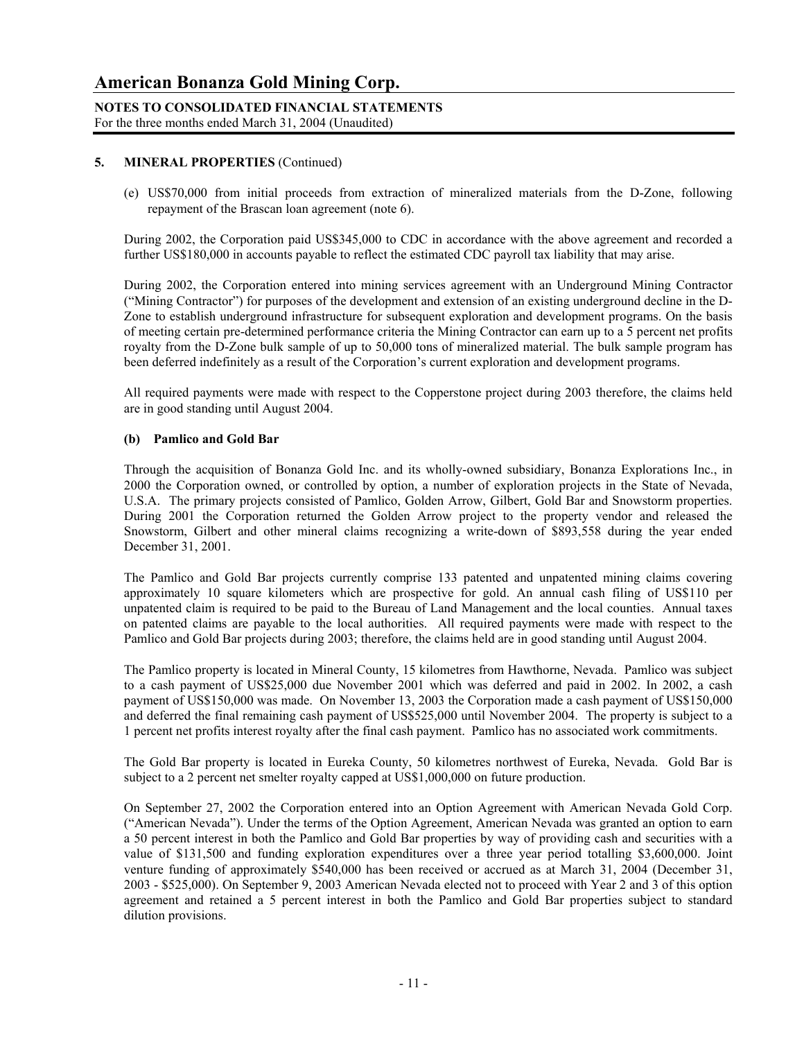**5. MINERAL PROPERTIES** (Continued)

(e) US$70,000 from initial proceeds from extraction of mineralized materials from the D-Zone, following repayment of the Brascan loan agreement (note 6).

During 2002, the Corporation paid US$345,000 to CDC in accordance with the above agreement and recorded a further US$180,000 in accounts payable to reflect the estimated CDC payroll tax liability that may arise.

During 2002, the Corporation entered into mining services agreement with an Underground Mining Contractor ("Mining Contractor") for purposes of the development and extension of an existing underground decline in the D-Zone to establish underground infrastructure for subsequent exploration and development programs. On the basis of meeting certain pre-determined performance criteria the Mining Contractor can earn up to a 5 percent net profits royalty from the D-Zone bulk sample of up to 50,000 tons of mineralized material. The bulk sample program has been deferred indefinitely as a result of the Corporation's current exploration and development programs.

All required payments were made with respect to the Copperstone project during 2003 therefore, the claims held are in good standing until August 2004.

**(b) Pamlico and Gold Bar**

Through the acquisition of Bonanza Gold Inc. and its wholly-owned subsidiary, Bonanza Explorations Inc., in 2000 the Corporation owned, or controlled by option, a number of exploration projects in the State of Nevada, U.S.A. The primary projects consisted of Pamlico, Golden Arrow, Gilbert, Gold Bar and Snowstorm properties. During 2001 the Corporation returned the Golden Arrow project to the property vendor and released the Snowstorm, Gilbert and other mineral claims recognizing a write-down of $893,558 during the year ended December 31, 2001.

The Pamlico and Gold Bar projects currently comprise 133 patented and unpatented mining claims covering approximately 10 square kilometers which are prospective for gold. An annual cash filing of US$110 per unpatented claim is required to be paid to the Bureau of Land Management and the local counties. Annual taxes on patented claims are payable to the local authorities. All required payments were made with respect to the Pamlico and Gold Bar projects during 2003; therefore, the claims held are in good standing until August 2004.

The Pamlico property is located in Mineral County, 15 kilometres from Hawthorne, Nevada. Pamlico was subject to a cash payment of US$25,000 due November 2001 which was deferred and paid in 2002. In 2002, a cash payment of US$150,000 was made. On November 13, 2003 the Corporation made a cash payment of US$150,000 and deferred the final remaining cash payment of US$525,000 until November 2004. The property is subject to a 1 percent net profits interest royalty after the final cash payment. Pamlico has no associated work commitments.

The Gold Bar property is located in Eureka County, 50 kilometres northwest of Eureka, Nevada. Gold Bar is subject to a 2 percent net smelter royalty capped at US$1,000,000 on future production.

On September 27, 2002 the Corporation entered into an Option Agreement with American Nevada Gold Corp. ("American Nevada"). Under the terms of the Option Agreement, American Nevada was granted an option to earn a 50 percent interest in both the Pamlico and Gold Bar properties by way of providing cash and securities with a value of $131,500 and funding exploration expenditures over a three year period totalling $3,600,000. Joint venture funding of approximately $540,000 has been received or accrued as at March 31, 2004 (December 31, 2003 - $525,000). On September 9, 2003 American Nevada elected not to proceed with Year 2 and 3 of this option agreement and retained a 5 percent interest in both the Pamlico and Gold Bar properties subject to standard dilution provisions.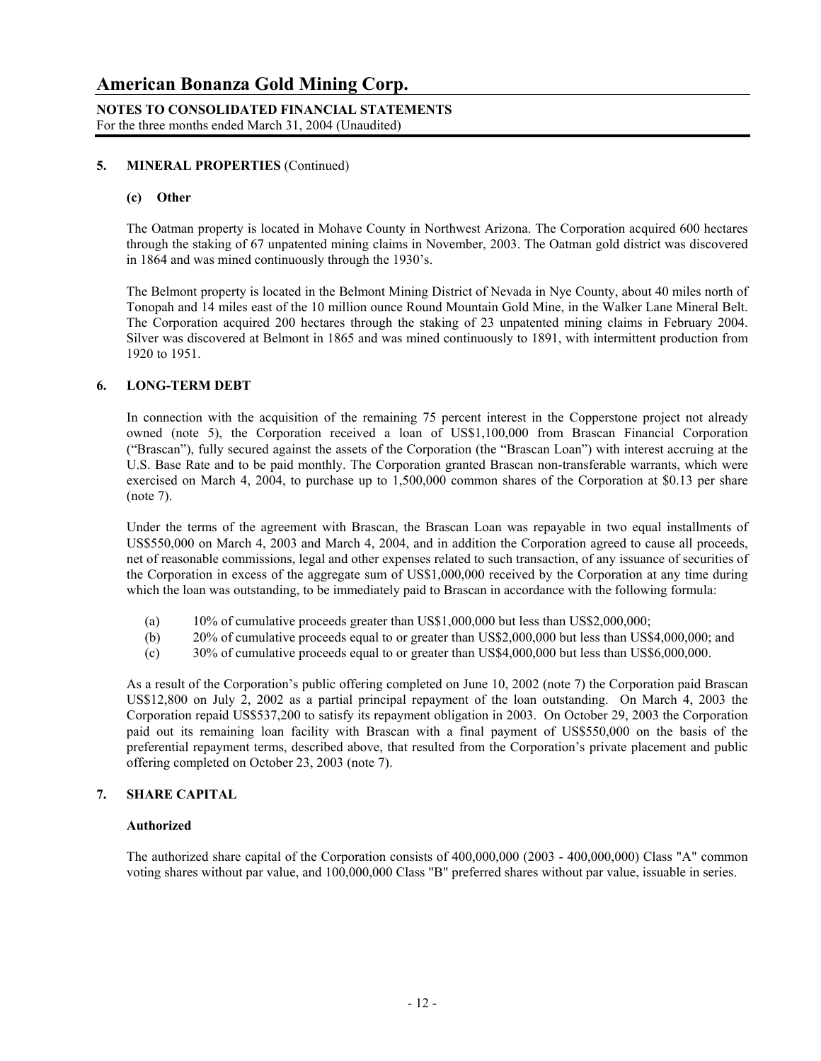# American Bonanza Gold Mining Corp.

**NOTES TO CONSOLIDATED FINANCIAL STATEMENTS**
For the three months ended March 31, 2004 (Unaudited)

## 5. MINERAL PROPERTIES (Continued)

### (c) Other

The Oatman property is located in Mohave County in Northwest Arizona. The Corporation acquired 600 hectares through the staking of 67 unpatented mining claims in November, 2003. The Oatman gold district was discovered in 1864 and was mined continuously through the 1930's.

The Belmont property is located in the Belmont Mining District of Nevada in Nye County, about 40 miles north of Tonopah and 14 miles east of the 10 million ounce Round Mountain Gold Mine, in the Walker Lane Mineral Belt. The Corporation acquired 200 hectares through the staking of 23 unpatented mining claims in February 2004. Silver was discovered at Belmont in 1865 and was mined continuously to 1891, with intermittent production from 1920 to 1951.

## 6. LONG-TERM DEBT

In connection with the acquisition of the remaining 75 percent interest in the Copperstone project not already owned (note 5), the Corporation received a loan of US$1,100,000 from Brascan Financial Corporation ("Brascan"), fully secured against the assets of the Corporation (the "Brascan Loan") with interest accruing at the U.S. Base Rate and to be paid monthly. The Corporation granted Brascan non-transferable warrants, which were exercised on March 4, 2004, to purchase up to 1,500,000 common shares of the Corporation at $0.13 per share (note 7).

Under the terms of the agreement with Brascan, the Brascan Loan was repayable in two equal installments of US$550,000 on March 4, 2003 and March 4, 2004, and in addition the Corporation agreed to cause all proceeds, net of reasonable commissions, legal and other expenses related to such transaction, of any issuance of securities of the Corporation in excess of the aggregate sum of US$1,000,000 received by the Corporation at any time during which the loan was outstanding, to be immediately paid to Brascan in accordance with the following formula:

(a) 10% of cumulative proceeds greater than US$1,000,000 but less than US$2,000,000;
(b) 20% of cumulative proceeds equal to or greater than US$2,000,000 but less than US$4,000,000; and
(c) 30% of cumulative proceeds equal to or greater than US$4,000,000 but less than US$6,000,000.

As a result of the Corporation's public offering completed on June 10, 2002 (note 7) the Corporation paid Brascan US$12,800 on July 2, 2002 as a partial principal repayment of the loan outstanding. On March 4, 2003 the Corporation repaid US$537,200 to satisfy its repayment obligation in 2003. On October 29, 2003 the Corporation paid out its remaining loan facility with Brascan with a final payment of US$550,000 on the basis of the preferential repayment terms, described above, that resulted from the Corporation's private placement and public offering completed on October 23, 2003 (note 7).

## 7. SHARE CAPITAL

### Authorized

The authorized share capital of the Corporation consists of 400,000,000 (2003 - 400,000,000) Class "A" common voting shares without par value, and 100,000,000 Class "B" preferred shares without par value, issuable in series.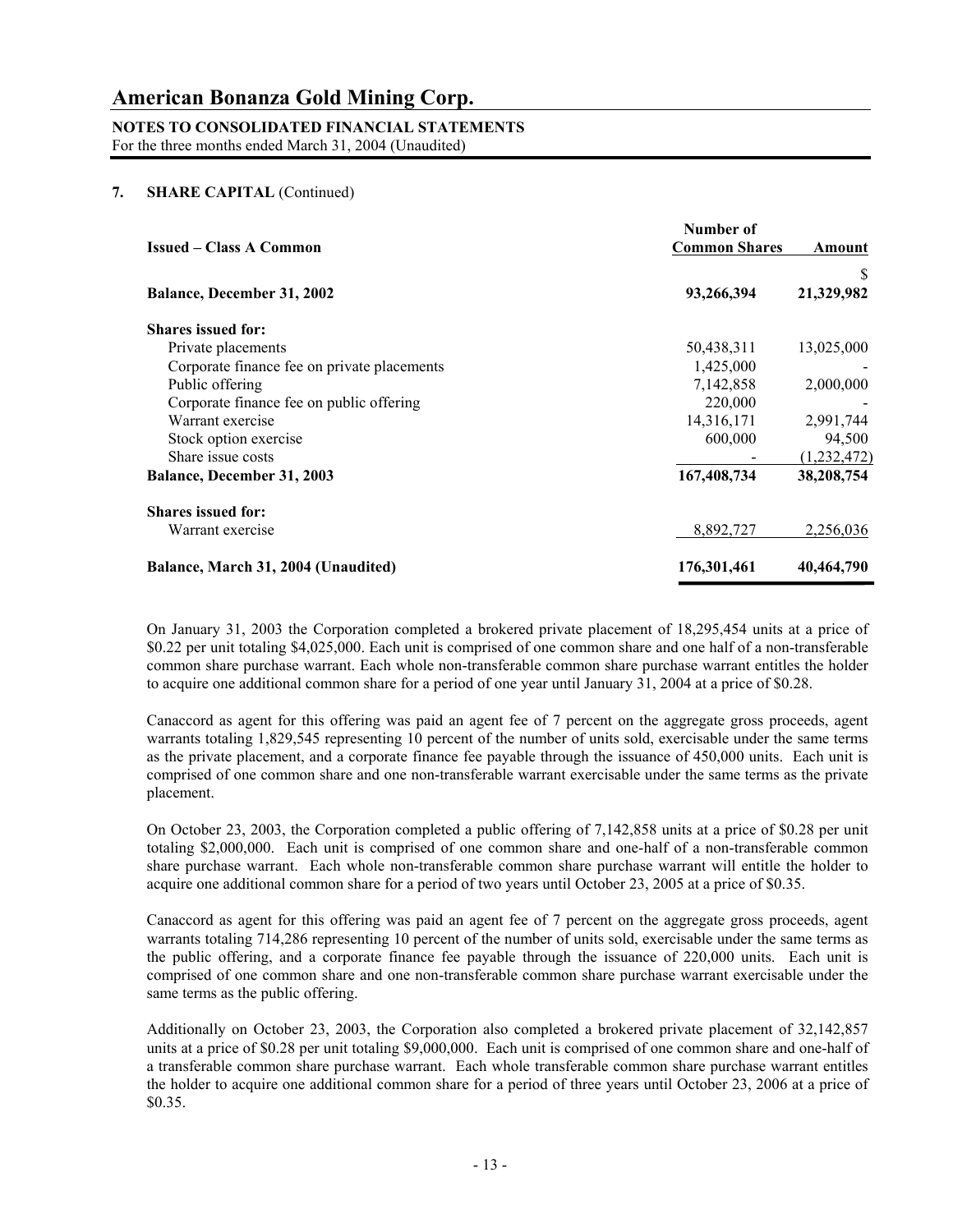# American Bonanza Gold Mining Corp.

**NOTES TO CONSOLIDATED FINANCIAL STATEMENTS**
For the three months ended March 31, 2004 (Unaudited)

**7. SHARE CAPITAL** (Continued)

| Issued – Class A Common | Number of Common Shares | Amount |
|---|---|---|
| | | $ |
| **Balance, December 31, 2002** | **93,266,394** | **21,329,982** |
| **Shares issued for:** | | |
| Private placements | 50,438,311 | 13,025,000 |
| Corporate finance fee on private placements | 1,425,000 | - |
| Public offering | 7,142,858 | 2,000,000 |
| Corporate finance fee on public offering | 220,000 | - |
| Warrant exercise | 14,316,171 | 2,991,744 |
| Stock option exercise | 600,000 | 94,500 |
| Share issue costs | - | (1,232,472) |
| **Balance, December 31, 2003** | **167,408,734** | **38,208,754** |
| **Shares issued for:** | | |
| Warrant exercise | 8,892,727 | 2,256,036 |
| **Balance, March 31, 2004 (Unaudited)** | **176,301,461** | **40,464,790** |

On January 31, 2003 the Corporation completed a brokered private placement of 18,295,454 units at a price of $0.22 per unit totaling $4,025,000. Each unit is comprised of one common share and one half of a non-transferable common share purchase warrant. Each whole non-transferable common share purchase warrant entitles the holder to acquire one additional common share for a period of one year until January 31, 2004 at a price of $0.28.

Canaccord as agent for this offering was paid an agent fee of 7 percent on the aggregate gross proceeds, agent warrants totaling 1,829,545 representing 10 percent of the number of units sold, exercisable under the same terms as the private placement, and a corporate finance fee payable through the issuance of 450,000 units. Each unit is comprised of one common share and one non-transferable warrant exercisable under the same terms as the private placement.

On October 23, 2003, the Corporation completed a public offering of 7,142,858 units at a price of $0.28 per unit totaling $2,000,000. Each unit is comprised of one common share and one-half of a non-transferable common share purchase warrant. Each whole non-transferable common share purchase warrant will entitle the holder to acquire one additional common share for a period of two years until October 23, 2005 at a price of $0.35.

Canaccord as agent for this offering was paid an agent fee of 7 percent on the aggregate gross proceeds, agent warrants totaling 714,286 representing 10 percent of the number of units sold, exercisable under the same terms as the public offering, and a corporate finance fee payable through the issuance of 220,000 units. Each unit is comprised of one common share and one non-transferable common share purchase warrant exercisable under the same terms as the public offering.

Additionally on October 23, 2003, the Corporation also completed a brokered private placement of 32,142,857 units at a price of $0.28 per unit totaling $9,000,000. Each unit is comprised of one common share and one-half of a transferable common share purchase warrant. Each whole transferable common share purchase warrant entitles the holder to acquire one additional common share for a period of three years until October 23, 2006 at a price of $0.35.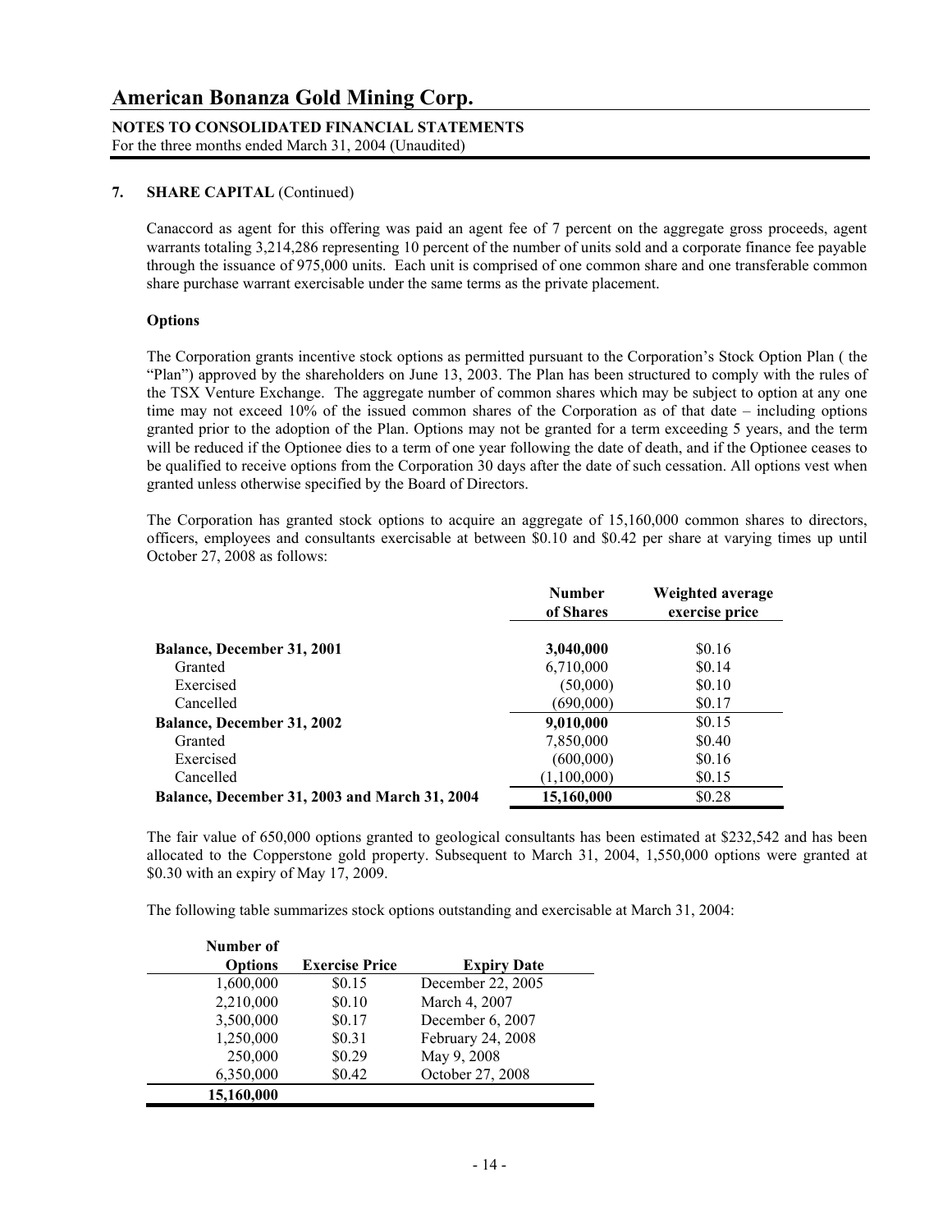## 7. SHARE CAPITAL (Continued)

Canaccord as agent for this offering was paid an agent fee of 7 percent on the aggregate gross proceeds, agent warrants totaling 3,214,286 representing 10 percent of the number of units sold and a corporate finance fee payable through the issuance of 975,000 units. Each unit is comprised of one common share and one transferable common share purchase warrant exercisable under the same terms as the private placement.

### Options

The Corporation grants incentive stock options as permitted pursuant to the Corporation's Stock Option Plan ( the "Plan") approved by the shareholders on June 13, 2003. The Plan has been structured to comply with the rules of the TSX Venture Exchange. The aggregate number of common shares which may be subject to option at any one time may not exceed 10% of the issued common shares of the Corporation as of that date – including options granted prior to the adoption of the Plan. Options may not be granted for a term exceeding 5 years, and the term will be reduced if the Optionee dies to a term of one year following the date of death, and if the Optionee ceases to be qualified to receive options from the Corporation 30 days after the date of such cessation. All options vest when granted unless otherwise specified by the Board of Directors.

The Corporation has granted stock options to acquire an aggregate of 15,160,000 common shares to directors, officers, employees and consultants exercisable at between $0.10 and $0.42 per share at varying times up until October 27, 2008 as follows:

| | Number of Shares | Weighted average exercise price |
|---|---|---|
| **Balance, December 31, 2001** | **3,040,000** | $0.16 |
| Granted | 6,710,000 | $0.14 |
| Exercised | (50,000) | $0.10 |
| Cancelled | (690,000) | $0.17 |
| **Balance, December 31, 2002** | **9,010,000** | $0.15 |
| Granted | 7,850,000 | $0.40 |
| Exercised | (600,000) | $0.16 |
| Cancelled | (1,100,000) | $0.15 |
| **Balance, December 31, 2003 and March 31, 2004** | **15,160,000** | $0.28 |

The fair value of 650,000 options granted to geological consultants has been estimated at $232,542 and has been allocated to the Copperstone gold property. Subsequent to March 31, 2004, 1,550,000 options were granted at $0.30 with an expiry of May 17, 2009.

The following table summarizes stock options outstanding and exercisable at March 31, 2004:

| Number of Options | Exercise Price | Expiry Date |
|---|---|---|
| 1,600,000 | $0.15 | December 22, 2005 |
| 2,210,000 | $0.10 | March 4, 2007 |
| 3,500,000 | $0.17 | December 6, 2007 |
| 1,250,000 | $0.31 | February 24, 2008 |
| 250,000 | $0.29 | May 9, 2008 |
| 6,350,000 | $0.42 | October 27, 2008 |
| **15,160,000** | | |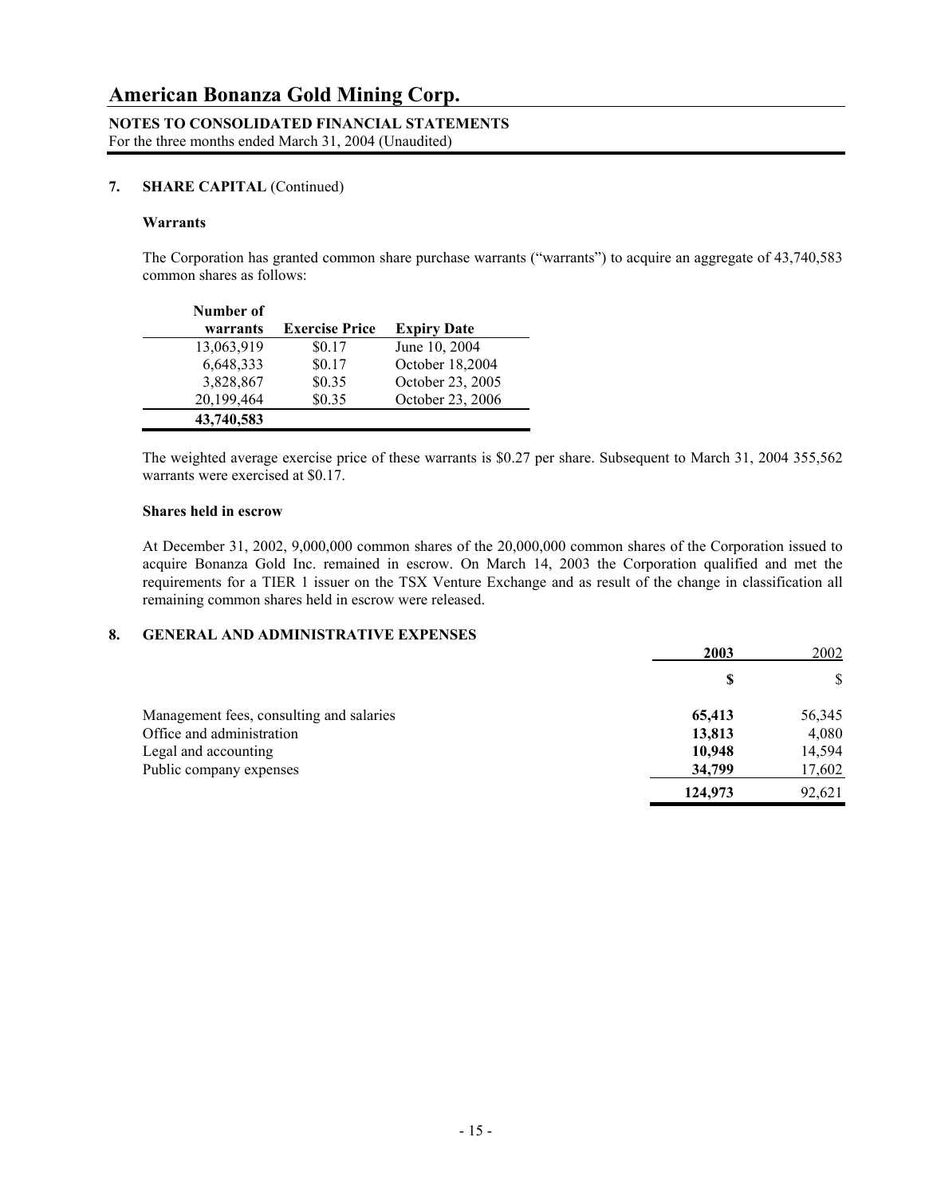# American Bonanza Gold Mining Corp.

**NOTES TO CONSOLIDATED FINANCIAL STATEMENTS**
For the three months ended March 31, 2004 (Unaudited)

## 7. SHARE CAPITAL (Continued)

### Warrants

The Corporation has granted common share purchase warrants ("warrants") to acquire an aggregate of 43,740,583 common shares as follows:

| Number of warrants | Exercise Price | Expiry Date |
|---|---|---|
| 13,063,919 | $0.17 | June 10, 2004 |
| 6,648,333 | $0.17 | October 18,2004 |
| 3,828,867 | $0.35 | October 23, 2005 |
| 20,199,464 | $0.35 | October 23, 2006 |
| **43,740,583** | | |

The weighted average exercise price of these warrants is $0.27 per share. Subsequent to March 31, 2004 355,562 warrants were exercised at $0.17.

### Shares held in escrow

At December 31, 2002, 9,000,000 common shares of the 20,000,000 common shares of the Corporation issued to acquire Bonanza Gold Inc. remained in escrow. On March 14, 2003 the Corporation qualified and met the requirements for a TIER 1 issuer on the TSX Venture Exchange and as result of the change in classification all remaining common shares held in escrow were released.

## 8. GENERAL AND ADMINISTRATIVE EXPENSES

| | **2003** | 2002 |
|---|---|---|
| | **$** | $ |
| Management fees, consulting and salaries | **65,413** | 56,345 |
| Office and administration | **13,813** | 4,080 |
| Legal and accounting | **10,948** | 14,594 |
| Public company expenses | **34,799** | 17,602 |
| | **124,973** | 92,621 |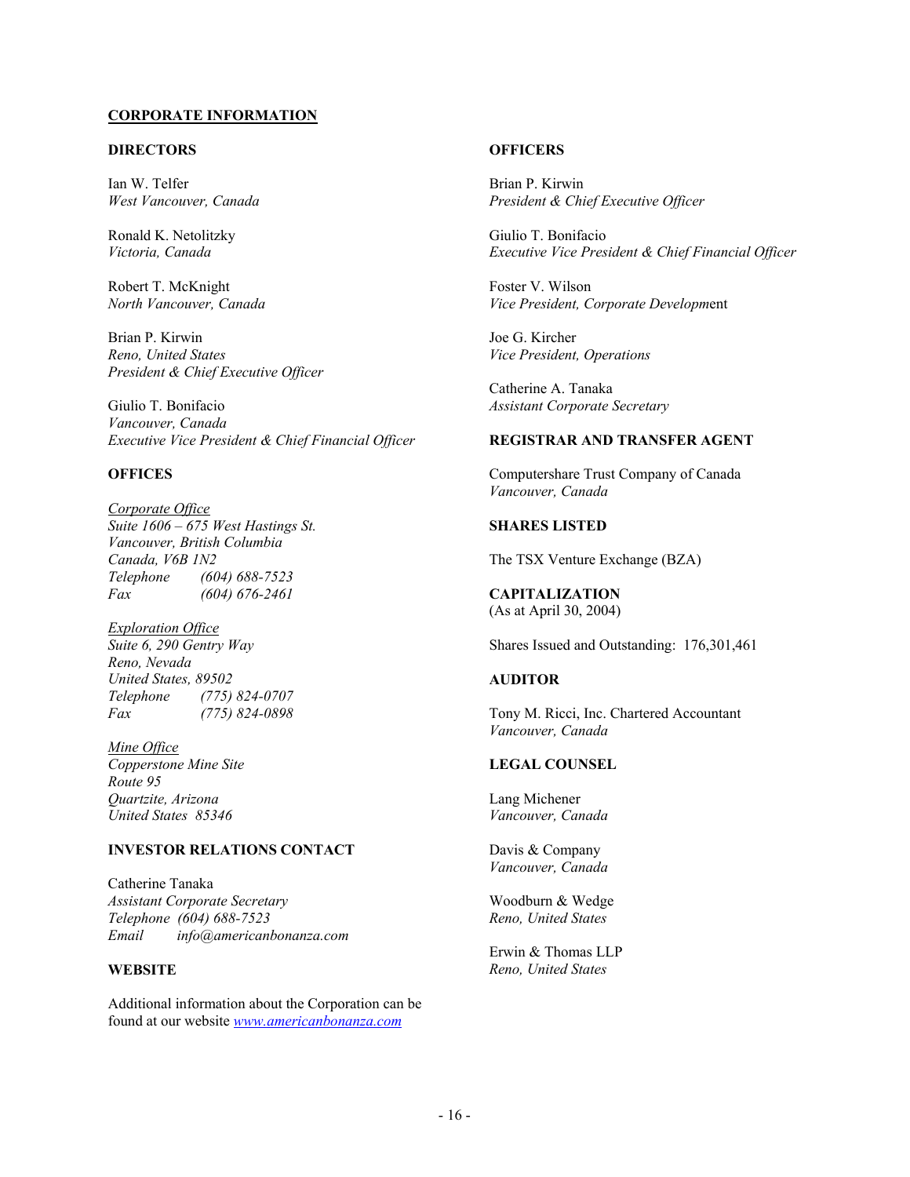## CORPORATE INFORMATION

### DIRECTORS

Ian W. Telfer
*West Vancouver, Canada*

Ronald K. Netolitzky
*Victoria, Canada*

Robert T. McKnight
*North Vancouver, Canada*

Brian P. Kirwin
*Reno, United States*
*President & Chief Executive Officer*

Giulio T. Bonifacio
*Vancouver, Canada*
*Executive Vice President & Chief Financial Officer*

### OFFICES

*Corporate Office*
*Suite 1606 – 675 West Hastings St.*
*Vancouver, British Columbia*
*Canada, V6B 1N2*
*Telephone (604) 688-7523*
*Fax (604) 676-2461*

*Exploration Office*
*Suite 6, 290 Gentry Way*
*Reno, Nevada*
*United States, 89502*
*Telephone (775) 824-0707*
*Fax (775) 824-0898*

*Mine Office*
*Copperstone Mine Site*
*Route 95*
*Quartzite, Arizona*
*United States 85346*

### INVESTOR RELATIONS CONTACT

Catherine Tanaka
*Assistant Corporate Secretary*
*Telephone (604) 688-7523*
*Email info@americanbonanza.com*

### WEBSITE

Additional information about the Corporation can be found at our website *www.americanbonanza.com*

### OFFICERS

Brian P. Kirwin
*President & Chief Executive Officer*

Giulio T. Bonifacio
*Executive Vice President & Chief Financial Officer*

Foster V. Wilson
*Vice President, Corporate Development*

Joe G. Kircher
*Vice President, Operations*

Catherine A. Tanaka
*Assistant Corporate Secretary*

### REGISTRAR AND TRANSFER AGENT

Computershare Trust Company of Canada
*Vancouver, Canada*

### SHARES LISTED

The TSX Venture Exchange (BZA)

### CAPITALIZATION
(As at April 30, 2004)

Shares Issued and Outstanding: 176,301,461

### AUDITOR

Tony M. Ricci, Inc. Chartered Accountant
*Vancouver, Canada*

### LEGAL COUNSEL

Lang Michener
*Vancouver, Canada*

Davis & Company
*Vancouver, Canada*

Woodburn & Wedge
*Reno, United States*

Erwin & Thomas LLP
*Reno, United States*